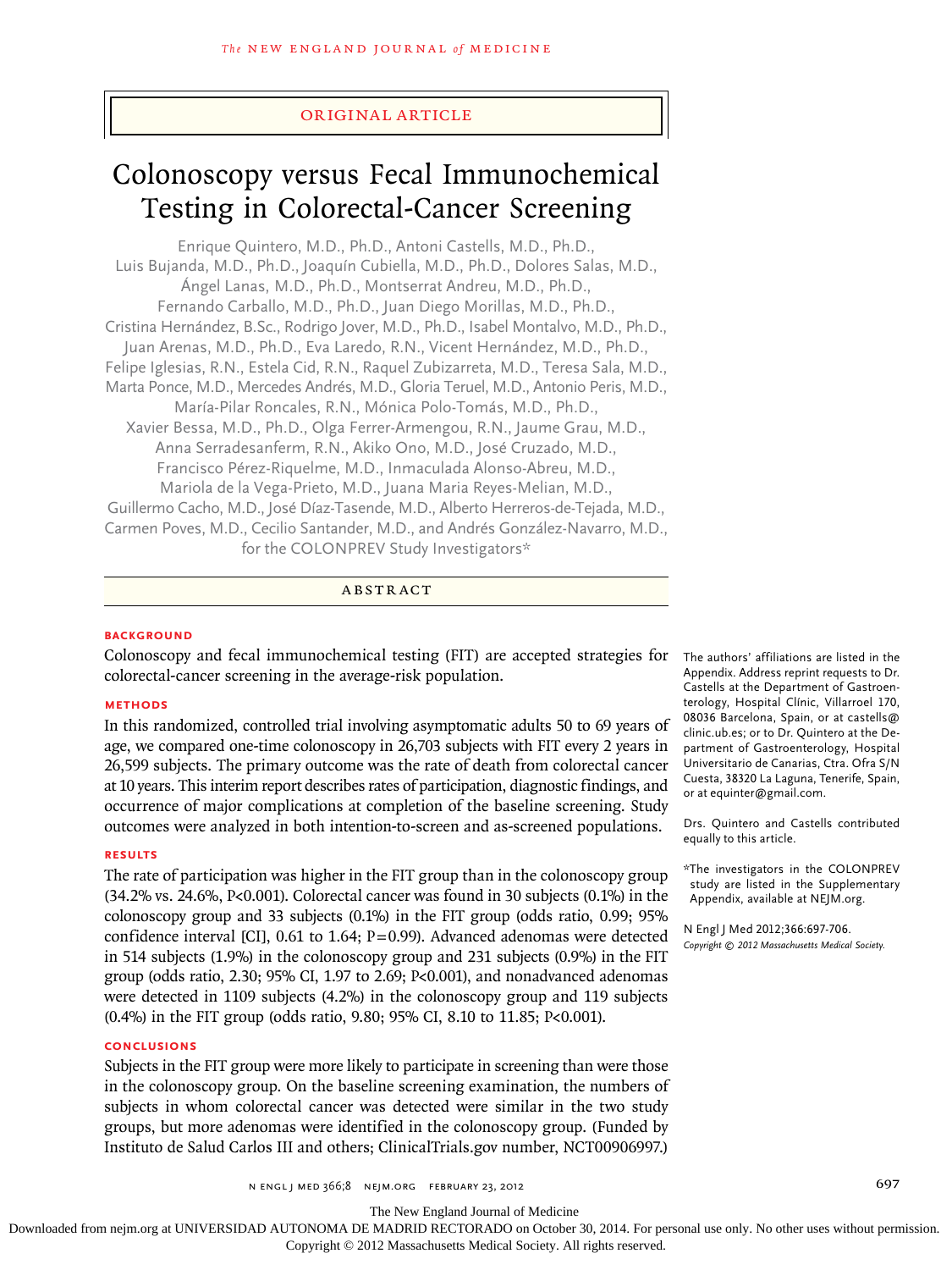ORIGINAL ARTICLE

# Colonoscopy versus Fecal Immunochemical Testing in Colorectal-Cancer Screening

Enrique Quintero, M.D., Ph.D., Antoni Castells, M.D., Ph.D., Luis Bujanda, M.D., Ph.D., Joaquín Cubiella, M.D., Ph.D., Dolores Salas, M.D., Ángel Lanas, M.D., Ph.D., Montserrat Andreu, M.D., Ph.D., Fernando Carballo, M.D., Ph.D., Juan Diego Morillas, M.D., Ph.D., Cristina Hernández, B.Sc., Rodrigo Jover, M.D., Ph.D., Isabel Montalvo, M.D., Ph.D., Juan Arenas, M.D., Ph.D., Eva Laredo, R.N., Vicent Hernández, M.D., Ph.D., Felipe Iglesias, R.N., Estela Cid, R.N., Raquel Zubizarreta, M.D., Teresa Sala, M.D., Marta Ponce, M.D., Mercedes Andrés, M.D., Gloria Teruel, M.D., Antonio Peris, M.D., María-Pilar Roncales, R.N., Mónica Polo-Tomás, M.D., Ph.D., Xavier Bessa, M.D., Ph.D., Olga Ferrer-Armengou, R.N., Jaume Grau, M.D., Anna Serradesanferm, R.N., Akiko Ono, M.D., José Cruzado, M.D., Francisco Pérez-Riquelme, M.D., Inmaculada Alonso-Abreu, M.D., Mariola de la Vega-Prieto, M.D., Juana Maria Reyes-Melian, M.D., Guillermo Cacho, M.D., José Díaz-Tasende, M.D., Alberto Herreros-de-Tejada, M.D., Carmen Poves, M.D., Cecilio Santander, M.D., and Andrés González-Navarro, M.D., for the COLONPREV Study Investigators*

## ABSTRACT

### BACKGROUND

Colonoscopy and fecal immunochemical testing (FIT) are accepted strategies for colorectal-cancer screening in the average-risk population.

### METHODS

In this randomized, controlled trial involving asymptomatic adults 50 to 69 years of age, we compared one-time colonoscopy in 26,703 subjects with FIT every 2 years in 26,599 subjects. The primary outcome was the rate of death from colorectal cancer at 10 years. This interim report describes rates of participation, diagnostic findings, and occurrence of major complications at completion of the baseline screening. Study outcomes were analyzed in both intention-to-screen and as-screened populations.

### RESULTS

The rate of participation was higher in the FIT group than in the colonoscopy group (34.2% vs. 24.6%, P<0.001). Colorectal cancer was found in 30 subjects (0.1%) in the colonoscopy group and 33 subjects (0.1%) in the FIT group (odds ratio, 0.99; 95% confidence interval [CI], 0.61 to 1.64; P=0.99). Advanced adenomas were detected in 514 subjects (1.9%) in the colonoscopy group and 231 subjects (0.9%) in the FIT group (odds ratio, 2.30; 95% CI, 1.97 to 2.69; P<0.001), and nonadvanced adenomas were detected in 1109 subjects (4.2%) in the colonoscopy group and 119 subjects (0.4%) in the FIT group (odds ratio, 9.80; 95% CI, 8.10 to 11.85; P<0.001).

### CONCLUSIONS

Subjects in the FIT group were more likely to participate in screening than were those in the colonoscopy group. On the baseline screening examination, the numbers of subjects in whom colorectal cancer was detected were similar in the two study groups, but more adenomas were identified in the colonoscopy group. (Funded by Instituto de Salud Carlos III and others; ClinicalTrials.gov number, NCT00906997.)

The authors' affiliations are listed in the Appendix. Address reprint requests to Dr. Castells at the Department of Gastroenterology, Hospital Clínic, Villarroel 170, 08036 Barcelona, Spain, or at castells@clinic.ub.es; or to Dr. Quintero at the Department of Gastroenterology, Hospital Universitario de Canarias, Ctra. Ofra S/N Cuesta, 38320 La Laguna, Tenerife, Spain, or at equinter@gmail.com.

Drs. Quintero and Castells contributed equally to this article.

*The investigators in the COLONPREV study are listed in the Supplementary Appendix, available at NEJM.org.

N Engl J Med 2012;366:697-706.
*Copyright © 2012 Massachusetts Medical Society.*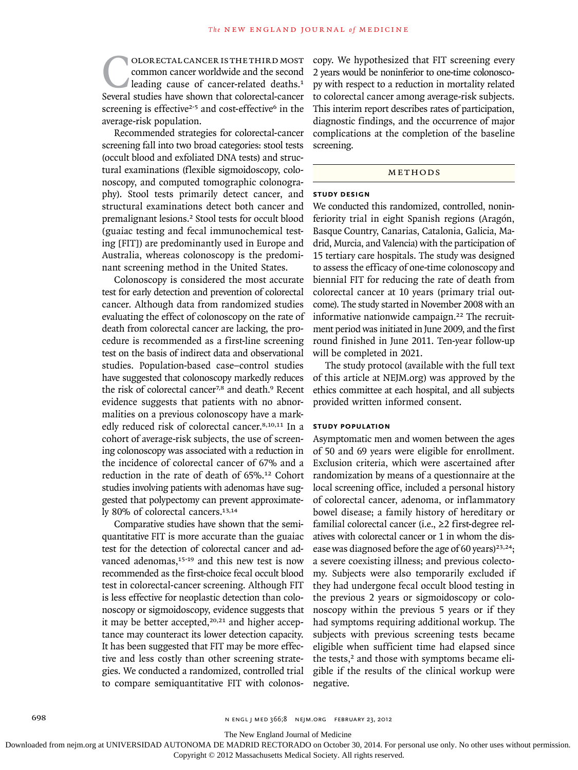Colorectal cancer is the third most common cancer worldwide and the second leading cause of cancer-related deaths.[1] Several studies have shown that colorectal-cancer screening is effective[2-5] and cost-effective[6] in the average-risk population.

Recommended strategies for colorectal-cancer screening fall into two broad categories: stool tests (occult blood and exfoliated DNA tests) and structural examinations (flexible sigmoidoscopy, colonoscopy, and computed tomographic colonography). Stool tests primarily detect cancer, and structural examinations detect both cancer and premalignant lesions.[2] Stool tests for occult blood (guaiac testing and fecal immunochemical testing [FIT]) are predominantly used in Europe and Australia, whereas colonoscopy is the predominant screening method in the United States.

Colonoscopy is considered the most accurate test for early detection and prevention of colorectal cancer. Although data from randomized studies evaluating the effect of colonoscopy on the rate of death from colorectal cancer are lacking, the procedure is recommended as a first-line screening test on the basis of indirect data and observational studies. Population-based case–control studies have suggested that colonoscopy markedly reduces the risk of colorectal cancer[7,8] and death.[9] Recent evidence suggests that patients with no abnormalities on a previous colonoscopy have a markedly reduced risk of colorectal cancer.[8,10,11] In a cohort of average-risk subjects, the use of screening colonoscopy was associated with a reduction in the incidence of colorectal cancer of 67% and a reduction in the rate of death of 65%.[12] Cohort studies involving patients with adenomas have suggested that polypectomy can prevent approximately 80% of colorectal cancers.[13,14]

Comparative studies have shown that the semiquantitative FIT is more accurate than the guaiac test for the detection of colorectal cancer and advanced adenomas,[15-19] and this new test is now recommended as the first-choice fecal occult blood test in colorectal-cancer screening. Although FIT is less effective for neoplastic detection than colonoscopy or sigmoidoscopy, evidence suggests that it may be better accepted,[20,21] and higher acceptance may counteract its lower detection capacity. It has been suggested that FIT may be more effective and less costly than other screening strategies. We conducted a randomized, controlled trial to compare semiquantitative FIT with colonoscopy. We hypothesized that FIT screening every 2 years would be noninferior to one-time colonoscopy with respect to a reduction in mortality related to colorectal cancer among average-risk subjects. This interim report describes rates of participation, diagnostic findings, and the occurrence of major complications at the completion of the baseline screening.

## Methods

### Study Design

We conducted this randomized, controlled, noninferiority trial in eight Spanish regions (Aragón, Basque Country, Canarias, Catalonia, Galicia, Madrid, Murcia, and Valencia) with the participation of 15 tertiary care hospitals. The study was designed to assess the efficacy of one-time colonoscopy and biennial FIT for reducing the rate of death from colorectal cancer at 10 years (primary trial outcome). The study started in November 2008 with an informative nationwide campaign.[22] The recruitment period was initiated in June 2009, and the first round finished in June 2011. Ten-year follow-up will be completed in 2021.

The study protocol (available with the full text of this article at NEJM.org) was approved by the ethics committee at each hospital, and all subjects provided written informed consent.

### Study Population

Asymptomatic men and women between the ages of 50 and 69 years were eligible for enrollment. Exclusion criteria, which were ascertained after randomization by means of a questionnaire at the local screening office, included a personal history of colorectal cancer, adenoma, or inflammatory bowel disease; a family history of hereditary or familial colorectal cancer (i.e., ≥2 first-degree relatives with colorectal cancer or 1 in whom the disease was diagnosed before the age of 60 years)[23,24]; a severe coexisting illness; and previous colectomy. Subjects were also temporarily excluded if they had undergone fecal occult blood testing in the previous 2 years or sigmoidoscopy or colonoscopy within the previous 5 years or if they had symptoms requiring additional workup. The subjects with previous screening tests became eligible when sufficient time had elapsed since the tests,[2] and those with symptoms became eligible if the results of the clinical workup were negative.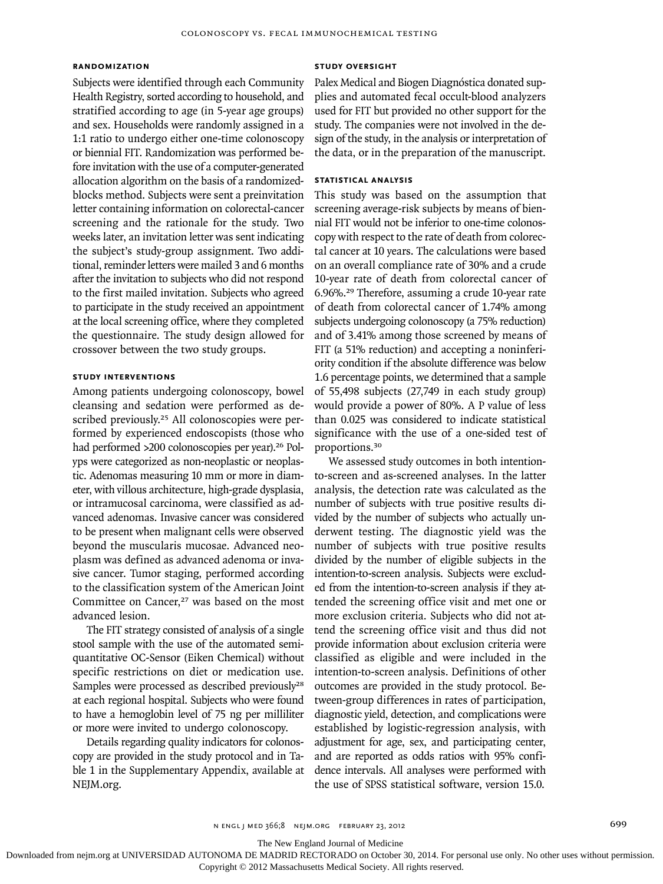### RANDOMIZATION

Subjects were identified through each Community Health Registry, sorted according to household, and stratified according to age (in 5-year age groups) and sex. Households were randomly assigned in a 1:1 ratio to undergo either one-time colonoscopy or biennial FIT. Randomization was performed before invitation with the use of a computer-generated allocation algorithm on the basis of a randomized-blocks method. Subjects were sent a preinvitation letter containing information on colorectal-cancer screening and the rationale for the study. Two weeks later, an invitation letter was sent indicating the subject's study-group assignment. Two additional, reminder letters were mailed 3 and 6 months after the invitation to subjects who did not respond to the first mailed invitation. Subjects who agreed to participate in the study received an appointment at the local screening office, where they completed the questionnaire. The study design allowed for crossover between the two study groups.

### STUDY INTERVENTIONS

Among patients undergoing colonoscopy, bowel cleansing and sedation were performed as described previously.[25] All colonoscopies were performed by experienced endoscopists (those who had performed >200 colonoscopies per year).[26] Polyps were categorized as non-neoplastic or neoplastic. Adenomas measuring 10 mm or more in diameter, with villous architecture, high-grade dysplasia, or intramucosal carcinoma, were classified as advanced adenomas. Invasive cancer was considered to be present when malignant cells were observed beyond the muscularis mucosae. Advanced neoplasm was defined as advanced adenoma or invasive cancer. Tumor staging, performed according to the classification system of the American Joint Committee on Cancer,[27] was based on the most advanced lesion.

The FIT strategy consisted of analysis of a single stool sample with the use of the automated semiquantitative OC-Sensor (Eiken Chemical) without specific restrictions on diet or medication use. Samples were processed as described previously[28] at each regional hospital. Subjects who were found to have a hemoglobin level of 75 ng per milliliter or more were invited to undergo colonoscopy.

Details regarding quality indicators for colonoscopy are provided in the study protocol and in Table 1 in the Supplementary Appendix, available at NEJM.org.

### STUDY OVERSIGHT

Palex Medical and Biogen Diagnóstica donated supplies and automated fecal occult-blood analyzers used for FIT but provided no other support for the study. The companies were not involved in the design of the study, in the analysis or interpretation of the data, or in the preparation of the manuscript.

### STATISTICAL ANALYSIS

This study was based on the assumption that screening average-risk subjects by means of biennial FIT would not be inferior to one-time colonoscopy with respect to the rate of death from colorectal cancer at 10 years. The calculations were based on an overall compliance rate of 30% and a crude 10-year rate of death from colorectal cancer of 6.96%.[29] Therefore, assuming a crude 10-year rate of death from colorectal cancer of 1.74% among subjects undergoing colonoscopy (a 75% reduction) and of 3.41% among those screened by means of FIT (a 51% reduction) and accepting a noninferiority condition if the absolute difference was below 1.6 percentage points, we determined that a sample of 55,498 subjects (27,749 in each study group) would provide a power of 80%. A P value of less than 0.025 was considered to indicate statistical significance with the use of a one-sided test of proportions.[30]

We assessed study outcomes in both intention-to-screen and as-screened analyses. In the latter analysis, the detection rate was calculated as the number of subjects with true positive results divided by the number of subjects who actually underwent testing. The diagnostic yield was the number of subjects with true positive results divided by the number of eligible subjects in the intention-to-screen analysis. Subjects were excluded from the intention-to-screen analysis if they attended the screening office visit and met one or more exclusion criteria. Subjects who did not attend the screening office visit and thus did not provide information about exclusion criteria were classified as eligible and were included in the intention-to-screen analysis. Definitions of other outcomes are provided in the study protocol. Between-group differences in rates of participation, diagnostic yield, detection, and complications were established by logistic-regression analysis, with adjustment for age, sex, and participating center, and are reported as odds ratios with 95% confidence intervals. All analyses were performed with the use of SPSS statistical software, version 15.0.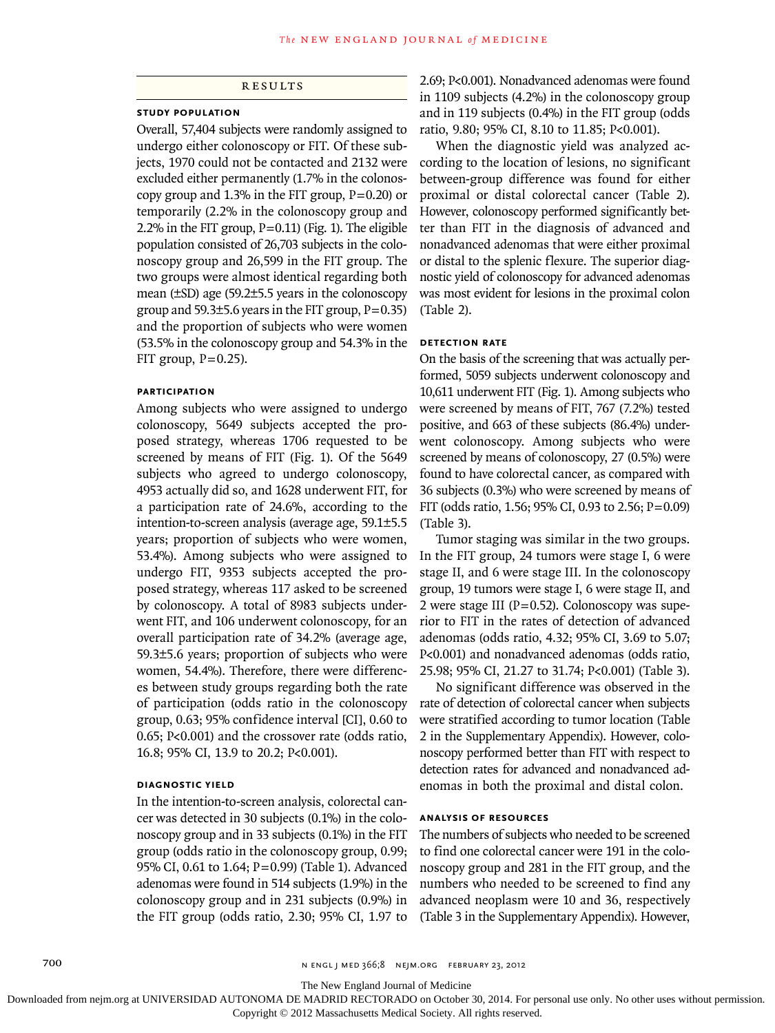## RESULTS

### STUDY POPULATION

Overall, 57,404 subjects were randomly assigned to undergo either colonoscopy or FIT. Of these subjects, 1970 could not be contacted and 2132 were excluded either permanently (1.7% in the colonoscopy group and 1.3% in the FIT group, P=0.20) or temporarily (2.2% in the colonoscopy group and 2.2% in the FIT group, P=0.11) (Fig. 1). The eligible population consisted of 26,703 subjects in the colonoscopy group and 26,599 in the FIT group. The two groups were almost identical regarding both mean (±SD) age (59.2±5.5 years in the colonoscopy group and 59.3±5.6 years in the FIT group, P=0.35) and the proportion of subjects who were women (53.5% in the colonoscopy group and 54.3% in the FIT group, P=0.25).

### PARTICIPATION

Among subjects who were assigned to undergo colonoscopy, 5649 subjects accepted the proposed strategy, whereas 1706 requested to be screened by means of FIT (Fig. 1). Of the 5649 subjects who agreed to undergo colonoscopy, 4953 actually did so, and 1628 underwent FIT, for a participation rate of 24.6%, according to the intention-to-screen analysis (average age, 59.1±5.5 years; proportion of subjects who were women, 53.4%). Among subjects who were assigned to undergo FIT, 9353 subjects accepted the proposed strategy, whereas 117 asked to be screened by colonoscopy. A total of 8983 subjects underwent FIT, and 106 underwent colonoscopy, for an overall participation rate of 34.2% (average age, 59.3±5.6 years; proportion of subjects who were women, 54.4%). Therefore, there were differences between study groups regarding both the rate of participation (odds ratio in the colonoscopy group, 0.63; 95% confidence interval [CI], 0.60 to 0.65; P<0.001) and the crossover rate (odds ratio, 16.8; 95% CI, 13.9 to 20.2; P<0.001).

### DIAGNOSTIC YIELD

In the intention-to-screen analysis, colorectal cancer was detected in 30 subjects (0.1%) in the colonoscopy group and in 33 subjects (0.1%) in the FIT group (odds ratio in the colonoscopy group, 0.99; 95% CI, 0.61 to 1.64; P=0.99) (Table 1). Advanced adenomas were found in 514 subjects (1.9%) in the colonoscopy group and in 231 subjects (0.9%) in the FIT group (odds ratio, 2.30; 95% CI, 1.97 to 2.69; P<0.001). Nonadvanced adenomas were found in 1109 subjects (4.2%) in the colonoscopy group and in 119 subjects (0.4%) in the FIT group (odds ratio, 9.80; 95% CI, 8.10 to 11.85; P<0.001).

When the diagnostic yield was analyzed according to the location of lesions, no significant between-group difference was found for either proximal or distal colorectal cancer (Table 2). However, colonoscopy performed significantly better than FIT in the diagnosis of advanced and nonadvanced adenomas that were either proximal or distal to the splenic flexure. The superior diagnostic yield of colonoscopy for advanced adenomas was most evident for lesions in the proximal colon (Table 2).

### DETECTION RATE

On the basis of the screening that was actually performed, 5059 subjects underwent colonoscopy and 10,611 underwent FIT (Fig. 1). Among subjects who were screened by means of FIT, 767 (7.2%) tested positive, and 663 of these subjects (86.4%) underwent colonoscopy. Among subjects who were screened by means of colonoscopy, 27 (0.5%) were found to have colorectal cancer, as compared with 36 subjects (0.3%) who were screened by means of FIT (odds ratio, 1.56; 95% CI, 0.93 to 2.56; P=0.09) (Table 3).

Tumor staging was similar in the two groups. In the FIT group, 24 tumors were stage I, 6 were stage II, and 6 were stage III. In the colonoscopy group, 19 tumors were stage I, 6 were stage II, and 2 were stage III (P=0.52). Colonoscopy was superior to FIT in the rates of detection of advanced adenomas (odds ratio, 4.32; 95% CI, 3.69 to 5.07; P<0.001) and nonadvanced adenomas (odds ratio, 25.98; 95% CI, 21.27 to 31.74; P<0.001) (Table 3).

No significant difference was observed in the rate of detection of colorectal cancer when subjects were stratified according to tumor location (Table 2 in the Supplementary Appendix). However, colonoscopy performed better than FIT with respect to detection rates for advanced and nonadvanced adenomas in both the proximal and distal colon.

### ANALYSIS OF RESOURCES

The numbers of subjects who needed to be screened to find one colorectal cancer were 191 in the colonoscopy group and 281 in the FIT group, and the numbers who needed to be screened to find any advanced neoplasm were 10 and 36, respectively (Table 3 in the Supplementary Appendix). However,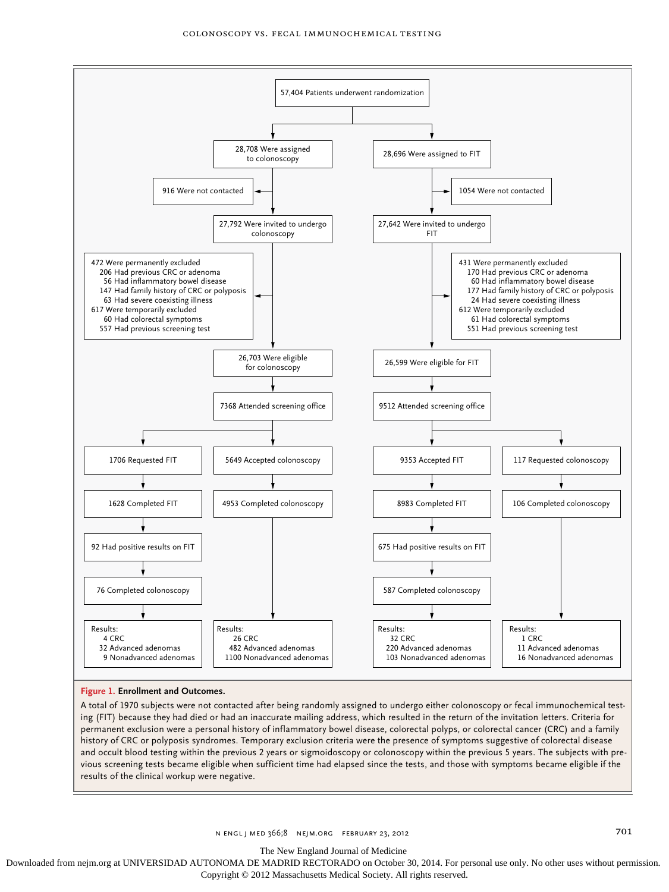57,404 Patients underwent randomization

**Colonoscopy arm**

- 28,708 Were assigned to colonoscopy
- 916 Were not contacted
- 27,792 Were invited to undergo colonoscopy
- 472 Were permanently excluded
  - 206 Had previous CRC or adenoma
  - 56 Had inflammatory bowel disease
  - 147 Had family history of CRC or polyposis
  - 63 Had severe coexisting illness
- 617 Were temporarily excluded
  - 60 Had colorectal symptoms
  - 557 Had previous screening test
- 26,703 Were eligible for colonoscopy
- 7368 Attended screening office
  - 1706 Requested FIT → 1628 Completed FIT → 92 Had positive results on FIT → 76 Completed colonoscopy → Results: 4 CRC, 32 Advanced adenomas, 9 Nonadvanced adenomas
  - 5649 Accepted colonoscopy → 4953 Completed colonoscopy → Results: 26 CRC, 482 Advanced adenomas, 1100 Nonadvanced adenomas

**FIT arm**

- 28,696 Were assigned to FIT
- 1054 Were not contacted
- 27,642 Were invited to undergo FIT
- 431 Were permanently excluded
  - 170 Had previous CRC or adenoma
  - 60 Had inflammatory bowel disease
  - 177 Had family history of CRC or polyposis
  - 24 Had severe coexisting illness
- 612 Were temporarily excluded
  - 61 Had colorectal symptoms
  - 551 Had previous screening test
- 26,599 Were eligible for FIT
- 9512 Attended screening office
  - 9353 Accepted FIT → 8983 Completed FIT → 675 Had positive results on FIT → 587 Completed colonoscopy → Results: 32 CRC, 220 Advanced adenomas, 103 Nonadvanced adenomas
  - 117 Requested colonoscopy → 106 Completed colonoscopy → Results: 1 CRC, 11 Advanced adenomas, 16 Nonadvanced adenomas

**Figure 1. Enrollment and Outcomes.**

A total of 1970 subjects were not contacted after being randomly assigned to undergo either colonoscopy or fecal immunochemical testing (FIT) because they had died or had an inaccurate mailing address, which resulted in the return of the invitation letters. Criteria for permanent exclusion were a personal history of inflammatory bowel disease, colorectal polyps, or colorectal cancer (CRC) and a family history of CRC or polyposis syndromes. Temporary exclusion criteria were the presence of symptoms suggestive of colorectal disease and occult blood testing within the previous 2 years or sigmoidoscopy or colonoscopy within the previous 5 years. The subjects with previous screening tests became eligible when sufficient time had elapsed since the tests, and those with symptoms became eligible if the results of the clinical workup were negative.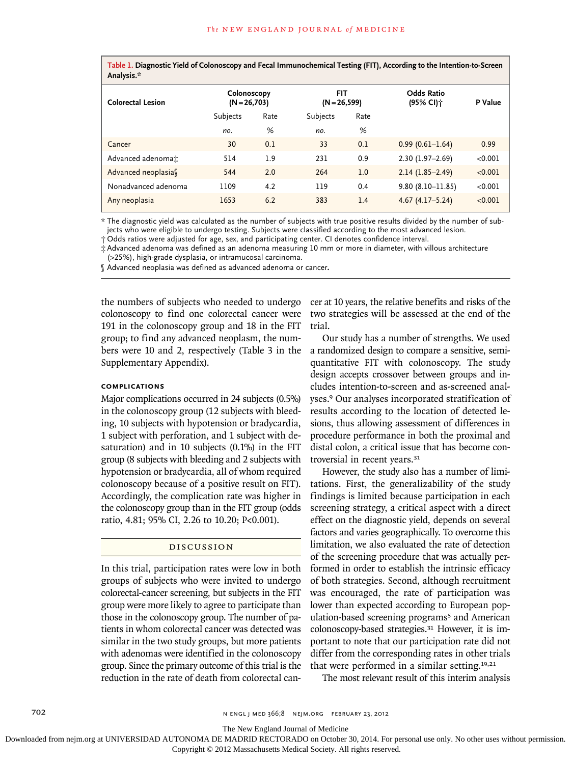**Table 1. Diagnostic Yield of Colonoscopy and Fecal Immunochemical Testing (FIT), According to the Intention-to-Screen Analysis.***

| Colorectal Lesion | Colonoscopy (N=26,703) | | FIT (N=26,599) | | Odds Ratio (95% CI)† | P Value |
|---|---|---|---|---|---|---|
| | Subjects | Rate | Subjects | Rate | | |
| | *no.* | % | *no.* | % | | |
| Cancer | 30 | 0.1 | 33 | 0.1 | 0.99 (0.61–1.64) | 0.99 |
| Advanced adenoma‡ | 514 | 1.9 | 231 | 0.9 | 2.30 (1.97–2.69) | <0.001 |
| Advanced neoplasia§ | 544 | 2.0 | 264 | 1.0 | 2.14 (1.85–2.49) | <0.001 |
| Nonadvanced adenoma | 1109 | 4.2 | 119 | 0.4 | 9.80 (8.10–11.85) | <0.001 |
| Any neoplasia | 1653 | 6.2 | 383 | 1.4 | 4.67 (4.17–5.24) | <0.001 |

\* The diagnostic yield was calculated as the number of subjects with true positive results divided by the number of subjects who were eligible to undergo testing. Subjects were classified according to the most advanced lesion.

† Odds ratios were adjusted for age, sex, and participating center. CI denotes confidence interval.

‡ Advanced adenoma was defined as an adenoma measuring 10 mm or more in diameter, with villous architecture (>25%), high-grade dysplasia, or intramucosal carcinoma.

§ Advanced neoplasia was defined as advanced adenoma or cancer.

the numbers of subjects who needed to undergo colonoscopy to find one colorectal cancer were 191 in the colonoscopy group and 18 in the FIT group; to find any advanced neoplasm, the numbers were 10 and 2, respectively (Table 3 in the Supplementary Appendix).

### COMPLICATIONS

Major complications occurred in 24 subjects (0.5%) in the colonoscopy group (12 subjects with bleeding, 10 subjects with hypotension or bradycardia, 1 subject with perforation, and 1 subject with desaturation) and in 10 subjects (0.1%) in the FIT group (8 subjects with bleeding and 2 subjects with hypotension or bradycardia, all of whom required colonoscopy because of a positive result on FIT). Accordingly, the complication rate was higher in the colonoscopy group than in the FIT group (odds ratio, 4.81; 95% CI, 2.26 to 10.20; P<0.001).

## DISCUSSION

In this trial, participation rates were low in both groups of subjects who were invited to undergo colorectal-cancer screening, but subjects in the FIT group were more likely to agree to participate than those in the colonoscopy group. The number of patients in whom colorectal cancer was detected was similar in the two study groups, but more patients with adenomas were identified in the colonoscopy group. Since the primary outcome of this trial is the reduction in the rate of death from colorectal cancer at 10 years, the relative benefits and risks of the two strategies will be assessed at the end of the trial.

Our study has a number of strengths. We used a randomized design to compare a sensitive, semiquantitative FIT with colonoscopy. The study design accepts crossover between groups and includes intention-to-screen and as-screened analyses.[9] Our analyses incorporated stratification of results according to the location of detected lesions, thus allowing assessment of differences in procedure performance in both the proximal and distal colon, a critical issue that has become controversial in recent years.[31]

However, the study also has a number of limitations. First, the generalizability of the study findings is limited because participation in each screening strategy, a critical aspect with a direct effect on the diagnostic yield, depends on several factors and varies geographically. To overcome this limitation, we also evaluated the rate of detection of the screening procedure that was actually performed in order to establish the intrinsic efficacy of both strategies. Second, although recruitment was encouraged, the rate of participation was lower than expected according to European population-based screening programs[5] and American colonoscopy-based strategies.[31] However, it is important to note that our participation rate did not differ from the corresponding rates in other trials that were performed in a similar setting.[19,21]

The most relevant result of this interim analysis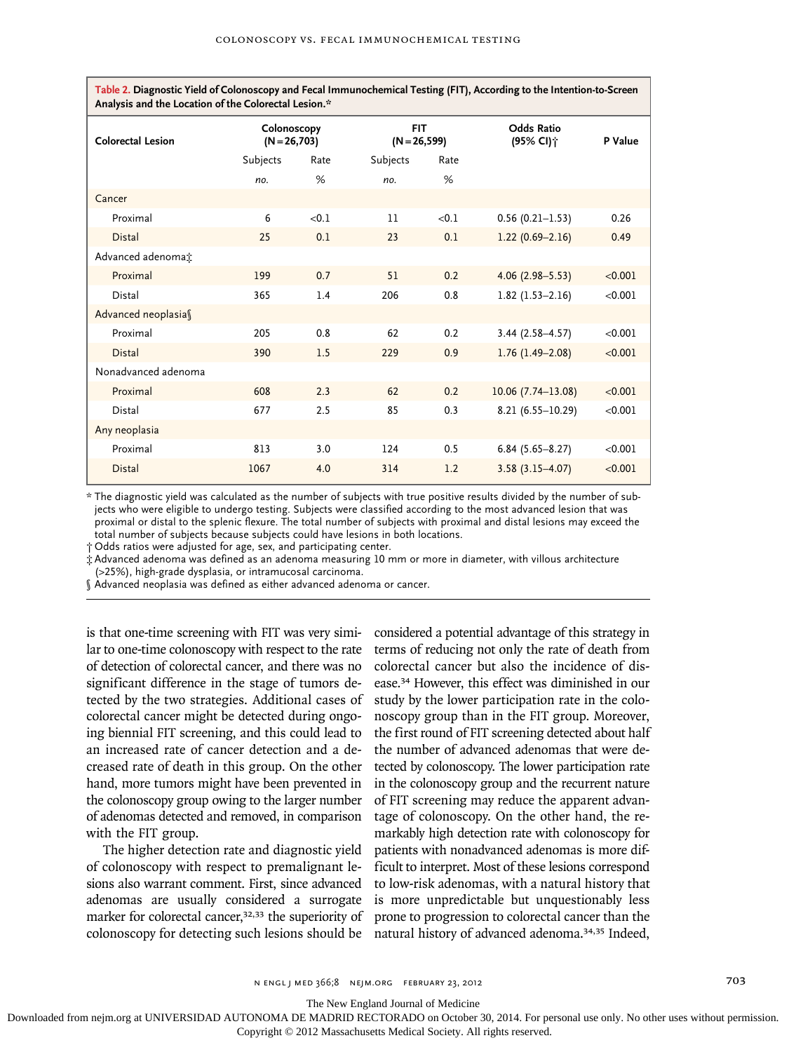**Table 2. Diagnostic Yield of Colonoscopy and Fecal Immunochemical Testing (FIT), According to the Intention-to-Screen Analysis and the Location of the Colorectal Lesion.***

| Colorectal Lesion | Colonoscopy (N=26,703) | | FIT (N=26,599) | | Odds Ratio (95% CI)† | P Value |
|---|---|---|---|---|---|---|
| | Subjects | Rate | Subjects | Rate | | |
| | *no.* | *%* | *no.* | *%* | | |
| Cancer | | | | | | |
| Proximal | 6 | <0.1 | 11 | <0.1 | 0.56 (0.21–1.53) | 0.26 |
| Distal | 25 | 0.1 | 23 | 0.1 | 1.22 (0.69–2.16) | 0.49 |
| Advanced adenoma‡ | | | | | | |
| Proximal | 199 | 0.7 | 51 | 0.2 | 4.06 (2.98–5.53) | <0.001 |
| Distal | 365 | 1.4 | 206 | 0.8 | 1.82 (1.53–2.16) | <0.001 |
| Advanced neoplasia§ | | | | | | |
| Proximal | 205 | 0.8 | 62 | 0.2 | 3.44 (2.58–4.57) | <0.001 |
| Distal | 390 | 1.5 | 229 | 0.9 | 1.76 (1.49–2.08) | <0.001 |
| Nonadvanced adenoma | | | | | | |
| Proximal | 608 | 2.3 | 62 | 0.2 | 10.06 (7.74–13.08) | <0.001 |
| Distal | 677 | 2.5 | 85 | 0.3 | 8.21 (6.55–10.29) | <0.001 |
| Any neoplasia | | | | | | |
| Proximal | 813 | 3.0 | 124 | 0.5 | 6.84 (5.65–8.27) | <0.001 |
| Distal | 1067 | 4.0 | 314 | 1.2 | 3.58 (3.15–4.07) | <0.001 |

\* The diagnostic yield was calculated as the number of subjects with true positive results divided by the number of subjects who were eligible to undergo testing. Subjects were classified according to the most advanced lesion that was proximal or distal to the splenic flexure. The total number of subjects with proximal and distal lesions may exceed the total number of subjects because subjects could have lesions in both locations.

† Odds ratios were adjusted for age, sex, and participating center.

‡ Advanced adenoma was defined as an adenoma measuring 10 mm or more in diameter, with villous architecture (>25%), high-grade dysplasia, or intramucosal carcinoma.

§ Advanced neoplasia was defined as either advanced adenoma or cancer.

is that one-time screening with FIT was very similar to one-time colonoscopy with respect to the rate of detection of colorectal cancer, and there was no significant difference in the stage of tumors detected by the two strategies. Additional cases of colorectal cancer might be detected during ongoing biennial FIT screening, and this could lead to an increased rate of cancer detection and a decreased rate of death in this group. On the other hand, more tumors might have been prevented in the colonoscopy group owing to the larger number of adenomas detected and removed, in comparison with the FIT group.

The higher detection rate and diagnostic yield of colonoscopy with respect to premalignant lesions also warrant comment. First, since advanced adenomas are usually considered a surrogate marker for colorectal cancer,[32,33] the superiority of colonoscopy for detecting such lesions should be considered a potential advantage of this strategy in terms of reducing not only the rate of death from colorectal cancer but also the incidence of disease.[34] However, this effect was diminished in our study by the lower participation rate in the colonoscopy group than in the FIT group. Moreover, the first round of FIT screening detected about half the number of advanced adenomas that were detected by colonoscopy. The lower participation rate in the colonoscopy group and the recurrent nature of FIT screening may reduce the apparent advantage of colonoscopy. On the other hand, the remarkably high detection rate with colonoscopy for patients with nonadvanced adenomas is more difficult to interpret. Most of these lesions correspond to low-risk adenomas, with a natural history that is more unpredictable but unquestionably less prone to progression to colorectal cancer than the natural history of advanced adenoma.[34,35] Indeed,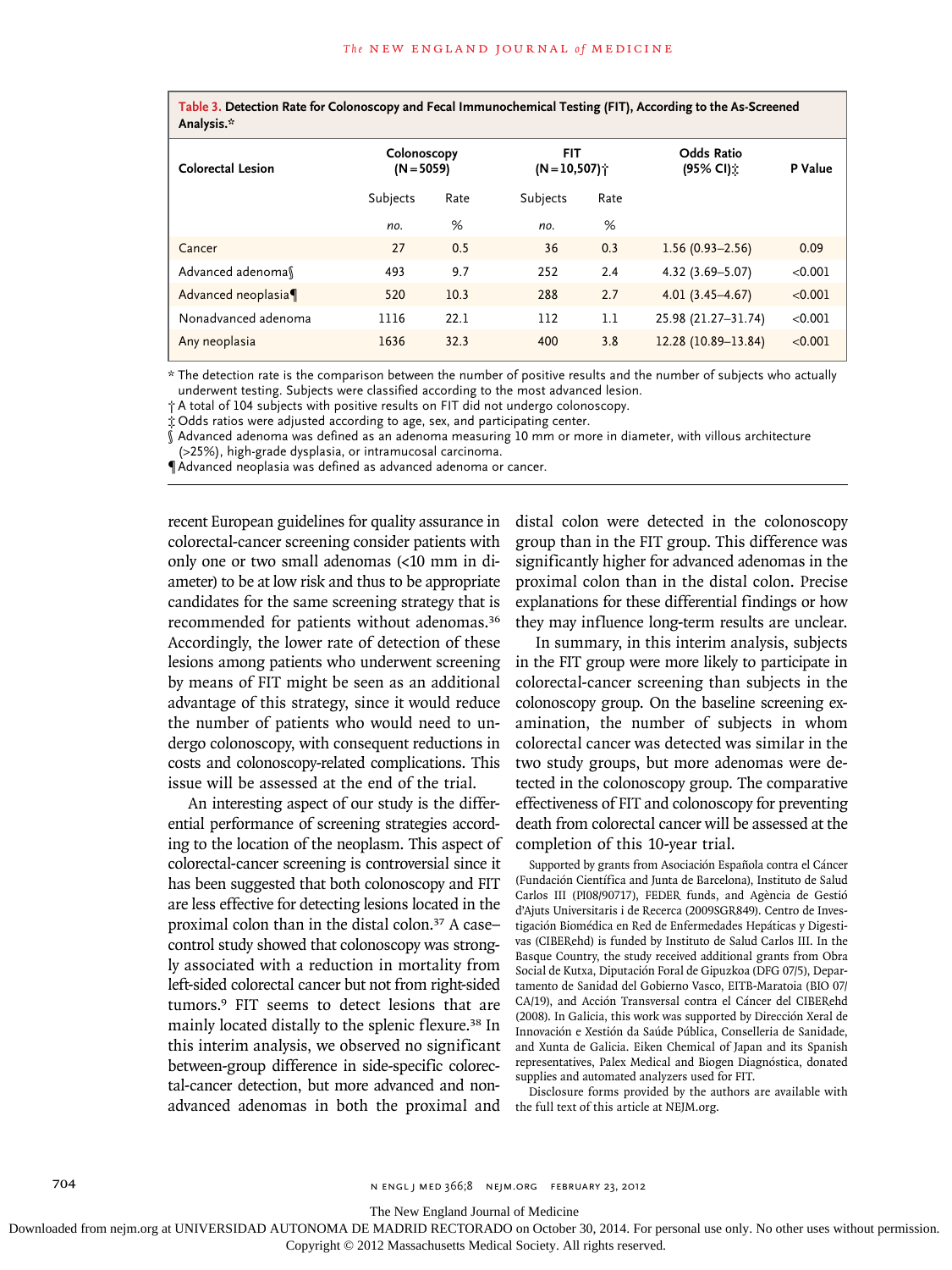**Table 3. Detection Rate for Colonoscopy and Fecal Immunochemical Testing (FIT), According to the As-Screened Analysis.***

| Colorectal Lesion | Colonoscopy (N=5059) | | FIT (N=10,507)† | | Odds Ratio (95% CI)‡ | P Value |
|---|---|---|---|---|---|---|
| | Subjects | Rate | Subjects | Rate | | |
| | *no.* | *%* | *no.* | *%* | | |
| Cancer | 27 | 0.5 | 36 | 0.3 | 1.56 (0.93–2.56) | 0.09 |
| Advanced adenoma§ | 493 | 9.7 | 252 | 2.4 | 4.32 (3.69–5.07) | <0.001 |
| Advanced neoplasia¶ | 520 | 10.3 | 288 | 2.7 | 4.01 (3.45–4.67) | <0.001 |
| Nonadvanced adenoma | 1116 | 22.1 | 112 | 1.1 | 25.98 (21.27–31.74) | <0.001 |
| Any neoplasia | 1636 | 32.3 | 400 | 3.8 | 12.28 (10.89–13.84) | <0.001 |

\* The detection rate is the comparison between the number of positive results and the number of subjects who actually underwent testing. Subjects were classified according to the most advanced lesion.

† A total of 104 subjects with positive results on FIT did not undergo colonoscopy.

‡ Odds ratios were adjusted according to age, sex, and participating center.

§ Advanced adenoma was defined as an adenoma measuring 10 mm or more in diameter, with villous architecture (>25%), high-grade dysplasia, or intramucosal carcinoma.

¶ Advanced neoplasia was defined as advanced adenoma or cancer.

recent European guidelines for quality assurance in colorectal-cancer screening consider patients with only one or two small adenomas (<10 mm in diameter) to be at low risk and thus to be appropriate candidates for the same screening strategy that is recommended for patients without adenomas.[36] Accordingly, the lower rate of detection of these lesions among patients who underwent screening by means of FIT might be seen as an additional advantage of this strategy, since it would reduce the number of patients who would need to undergo colonoscopy, with consequent reductions in costs and colonoscopy-related complications. This issue will be assessed at the end of the trial.

An interesting aspect of our study is the differential performance of screening strategies according to the location of the neoplasm. This aspect of colorectal-cancer screening is controversial since it has been suggested that both colonoscopy and FIT are less effective for detecting lesions located in the proximal colon than in the distal colon.[37] A case–control study showed that colonoscopy was strongly associated with a reduction in mortality from left-sided colorectal cancer but not from right-sided tumors.[9] FIT seems to detect lesions that are mainly located distally to the splenic flexure.[38] In this interim analysis, we observed no significant between-group difference in side-specific colorectal-cancer detection, but more advanced and nonadvanced adenomas in both the proximal and distal colon were detected in the colonoscopy group than in the FIT group. This difference was significantly higher for advanced adenomas in the proximal colon than in the distal colon. Precise explanations for these differential findings or how they may influence long-term results are unclear.

In summary, in this interim analysis, subjects in the FIT group were more likely to participate in colorectal-cancer screening than subjects in the colonoscopy group. On the baseline screening examination, the number of subjects in whom colorectal cancer was detected was similar in the two study groups, but more adenomas were detected in the colonoscopy group. The comparative effectiveness of FIT and colonoscopy for preventing death from colorectal cancer will be assessed at the completion of this 10-year trial.

Supported by grants from Asociación Española contra el Cáncer (Fundación Científica and Junta de Barcelona), Instituto de Salud Carlos III (PI08/90717), FEDER funds, and Agència de Gestió d'Ajuts Universitaris i de Recerca (2009SGR849). Centro de Investigación Biomédica en Red de Enfermedades Hepáticas y Digestivas (CIBERehd) is funded by Instituto de Salud Carlos III. In the Basque Country, the study received additional grants from Obra Social de Kutxa, Diputación Foral de Gipuzkoa (DFG 07/5), Departamento de Sanidad del Gobierno Vasco, EITB-Maratoia (BIO 07/CA/19), and Acción Transversal contra el Cáncer del CIBERehd (2008). In Galicia, this work was supported by Dirección Xeral de Innovación e Xestión da Saúde Pública, Conselleria de Sanidade, and Xunta de Galicia. Eiken Chemical of Japan and its Spanish representatives, Palex Medical and Biogen Diagnóstica, donated supplies and automated analyzers used for FIT.

Disclosure forms provided by the authors are available with the full text of this article at NEJM.org.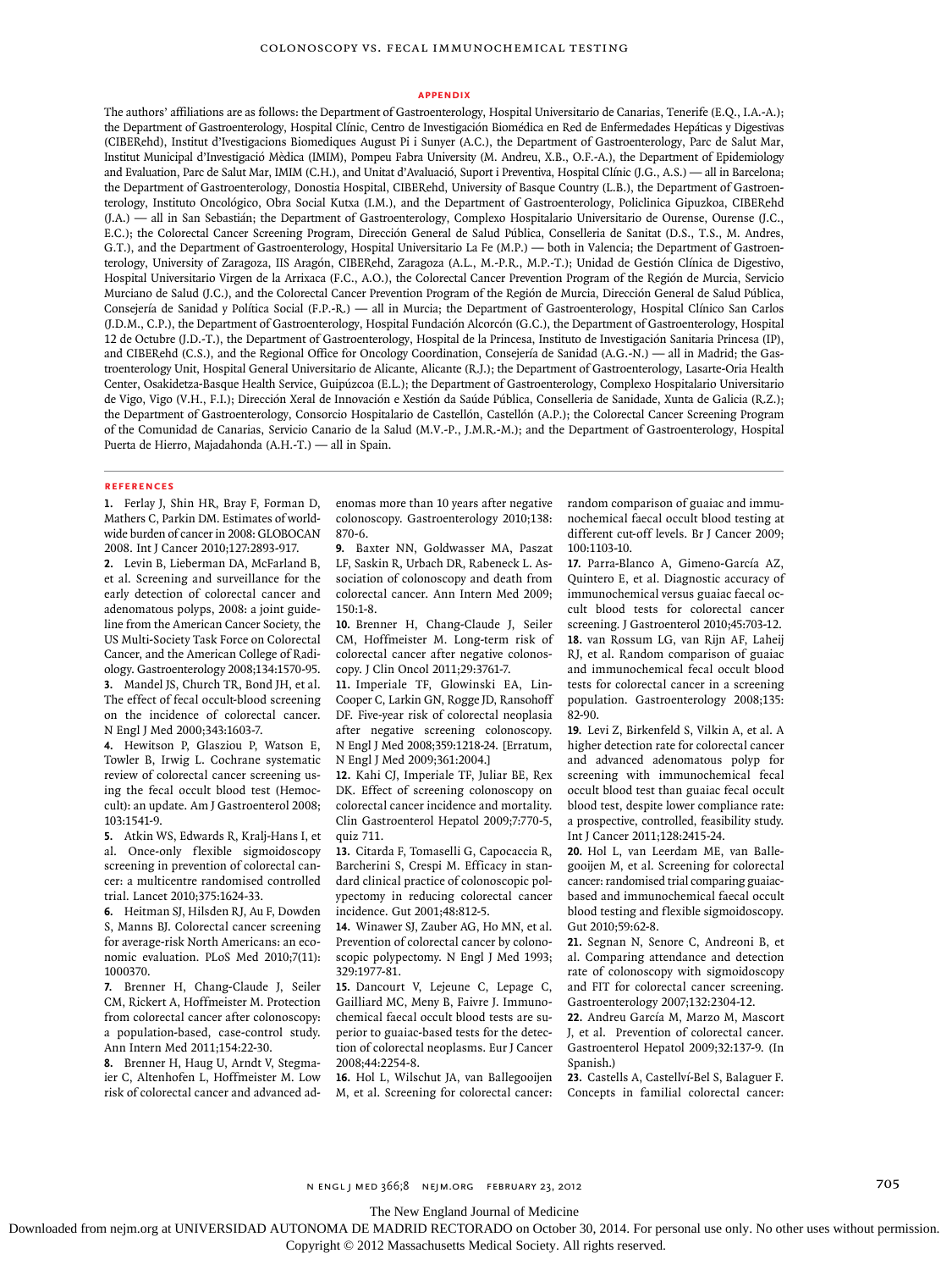## APPENDIX

The authors' affiliations are as follows: the Department of Gastroenterology, Hospital Universitario de Canarias, Tenerife (E.Q., I.A.-A.); the Department of Gastroenterology, Hospital Clínic, Centro de Investigación Biomédica en Red de Enfermedades Hepáticas y Digestivas (CIBERehd), Institut d'Investigacions Biomediques August Pi i Sunyer (A.C.), the Department of Gastroenterology, Parc de Salut Mar, Institut Municipal d'Investigació Mèdica (IMIM), Pompeu Fabra University (M. Andreu, X.B., O.F.-A.), the Department of Epidemiology and Evaluation, Parc de Salut Mar, IMIM (C.H.), and Unitat d'Avaluació, Suport i Preventiva, Hospital Clínic (J.G., A.S.) — all in Barcelona; the Department of Gastroenterology, Donostia Hospital, CIBERehd, University of Basque Country (L.B.), the Department of Gastroenterology, Instituto Oncológico, Obra Social Kutxa (I.M.), and the Department of Gastroenterology, Policlinica Gipuzkoa, CIBERehd (J.A.) — all in San Sebastián; the Department of Gastroenterology, Complexo Hospitalario Universitario de Ourense, Ourense (J.C., E.C.); the Colorectal Cancer Screening Program, Dirección General de Salud Pública, Conselleria de Sanitat (D.S., T.S., M. Andres, G.T.), and the Department of Gastroenterology, Hospital Universitario La Fe (M.P.) — both in Valencia; the Department of Gastroenterology, University of Zaragoza, IIS Aragón, CIBERehd, Zaragoza (A.L., M.-P.R., M.P.-T.); Unidad de Gestión Clínica de Digestivo, Hospital Universitario Virgen de la Arrixaca (F.C., A.O.), the Colorectal Cancer Prevention Program of the Región de Murcia, Servicio Murciano de Salud (J.C.), and the Colorectal Cancer Prevention Program of the Región de Murcia, Dirección General de Salud Pública, Consejería de Sanidad y Política Social (F.P.-R.) — all in Murcia; the Department of Gastroenterology, Hospital Clínico San Carlos (J.D.M., C.P.), the Department of Gastroenterology, Hospital Fundación Alcorcón (G.C.), the Department of Gastroenterology, Hospital 12 de Octubre (J.D.-T.), the Department of Gastroenterology, Hospital de la Princesa, Instituto de Investigación Sanitaria Princesa (IP), and CIBERehd (C.S.), and the Regional Office for Oncology Coordination, Consejería de Sanidad (A.G.-N.) — all in Madrid; the Gastroenterology Unit, Hospital General Universitario de Alicante, Alicante (R.J.); the Department of Gastroenterology, Lasarte-Oria Health Center, Osakidetza-Basque Health Service, Guipúzcoa (E.L.); the Department of Gastroenterology, Complexo Hospitalario Universitario de Vigo, Vigo (V.H., F.I.); Dirección Xeral de Innovación e Xestión da Saúde Pública, Conselleria de Sanidade, Xunta de Galicia (R.Z.); the Department of Gastroenterology, Consorcio Hospitalario de Castellón, Castellón (A.P.); the Colorectal Cancer Screening Program of the Comunidad de Canarias, Servicio Canario de la Salud (M.V.-P., J.M.R.-M.); and the Department of Gastroenterology, Hospital Puerta de Hierro, Majadahonda (A.H.-T.) — all in Spain.

## REFERENCES

1. Ferlay J, Shin HR, Bray F, Forman D, Mathers C, Parkin DM. Estimates of worldwide burden of cancer in 2008: GLOBOCAN 2008. Int J Cancer 2010;127:2893-917.
2. Levin B, Lieberman DA, McFarland B, et al. Screening and surveillance for the early detection of colorectal cancer and adenomatous polyps, 2008: a joint guideline from the American Cancer Society, the US Multi-Society Task Force on Colorectal Cancer, and the American College of Radiology. Gastroenterology 2008;134:1570-95.
3. Mandel JS, Church TR, Bond JH, et al. The effect of fecal occult-blood screening on the incidence of colorectal cancer. N Engl J Med 2000;343:1603-7.
4. Hewitson P, Glasziou P, Watson E, Towler B, Irwig L. Cochrane systematic review of colorectal cancer screening using the fecal occult blood test (Hemoccult): an update. Am J Gastroenterol 2008; 103:1541-9.
5. Atkin WS, Edwards R, Kralj-Hans I, et al. Once-only flexible sigmoidoscopy screening in prevention of colorectal cancer: a multicentre randomised controlled trial. Lancet 2010;375:1624-33.
6. Heitman SJ, Hilsden RJ, Au F, Dowden S, Manns BJ. Colorectal cancer screening for average-risk North Americans: an economic evaluation. PLoS Med 2010;7(11): 1000370.
7. Brenner H, Chang-Claude J, Seiler CM, Rickert A, Hoffmeister M. Protection from colorectal cancer after colonoscopy: a population-based, case-control study. Ann Intern Med 2011;154:22-30.
8. Brenner H, Haug U, Arndt V, Stegmaier C, Altenhofen L, Hoffmeister M. Low risk of colorectal cancer and advanced adenomas more than 10 years after negative colonoscopy. Gastroenterology 2010;138: 870-6.
9. Baxter NN, Goldwasser MA, Paszat LF, Saskin R, Urbach DR, Rabeneck L. Association of colonoscopy and death from colorectal cancer. Ann Intern Med 2009; 150:1-8.
10. Brenner H, Chang-Claude J, Seiler CM, Hoffmeister M. Long-term risk of colorectal cancer after negative colonoscopy. J Clin Oncol 2011;29:3761-7.
11. Imperiale TF, Glowinski EA, Lin-Cooper C, Larkin GN, Rogge JD, Ransohoff DF. Five-year risk of colorectal neoplasia after negative screening colonoscopy. N Engl J Med 2008;359:1218-24. [Erratum, N Engl J Med 2009;361:2004.]
12. Kahi CJ, Imperiale TF, Juliar BE, Rex DK. Effect of screening colonoscopy on colorectal cancer incidence and mortality. Clin Gastroenterol Hepatol 2009;7:770-5, quiz 711.
13. Citarda F, Tomaselli G, Capocaccia R, Barcherini S, Crespi M. Efficacy in standard clinical practice of colonoscopic polypectomy in reducing colorectal cancer incidence. Gut 2001;48:812-5.
14. Winawer SJ, Zauber AG, Ho MN, et al. Prevention of colorectal cancer by colonoscopic polypectomy. N Engl J Med 1993; 329:1977-81.
15. Dancourt V, Lejeune C, Lepage C, Gailliard MC, Meny B, Faivre J. Immunochemical faecal occult blood tests are superior to guaiac-based tests for the detection of colorectal neoplasms. Eur J Cancer 2008;44:2254-8.
16. Hol L, Wilschut JA, van Ballegooijen M, et al. Screening for colorectal cancer: random comparison of guaiac and immunochemical faecal occult blood testing at different cut-off levels. Br J Cancer 2009; 100:1103-10.
17. Parra-Blanco A, Gimeno-García AZ, Quintero E, et al. Diagnostic accuracy of immunochemical versus guaiac faecal occult blood tests for colorectal cancer screening. J Gastroenterol 2010;45:703-12.
18. van Rossum LG, van Rijn AF, Laheij RJ, et al. Random comparison of guaiac and immunochemical fecal occult blood tests for colorectal cancer in a screening population. Gastroenterology 2008;135: 82-90.
19. Levi Z, Birkenfeld S, Vilkin A, et al. A higher detection rate for colorectal cancer and advanced adenomatous polyp for screening with immunochemical fecal occult blood test than guaiac fecal occult blood test, despite lower compliance rate: a prospective, controlled, feasibility study. Int J Cancer 2011;128:2415-24.
20. Hol L, van Leerdam ME, van Ballegooijen M, et al. Screening for colorectal cancer: randomised trial comparing guaiac-based and immunochemical faecal occult blood testing and flexible sigmoidoscopy. Gut 2010;59:62-8.
21. Segnan N, Senore C, Andreoni B, et al. Comparing attendance and detection rate of colonoscopy with sigmoidoscopy and FIT for colorectal cancer screening. Gastroenterology 2007;132:2304-12.
22. Andreu García M, Marzo M, Mascort J, et al. Prevention of colorectal cancer. Gastroenterol Hepatol 2009;32:137-9. (In Spanish.)
23. Castells A, Castellví-Bel S, Balaguer F. Concepts in familial colorectal cancer: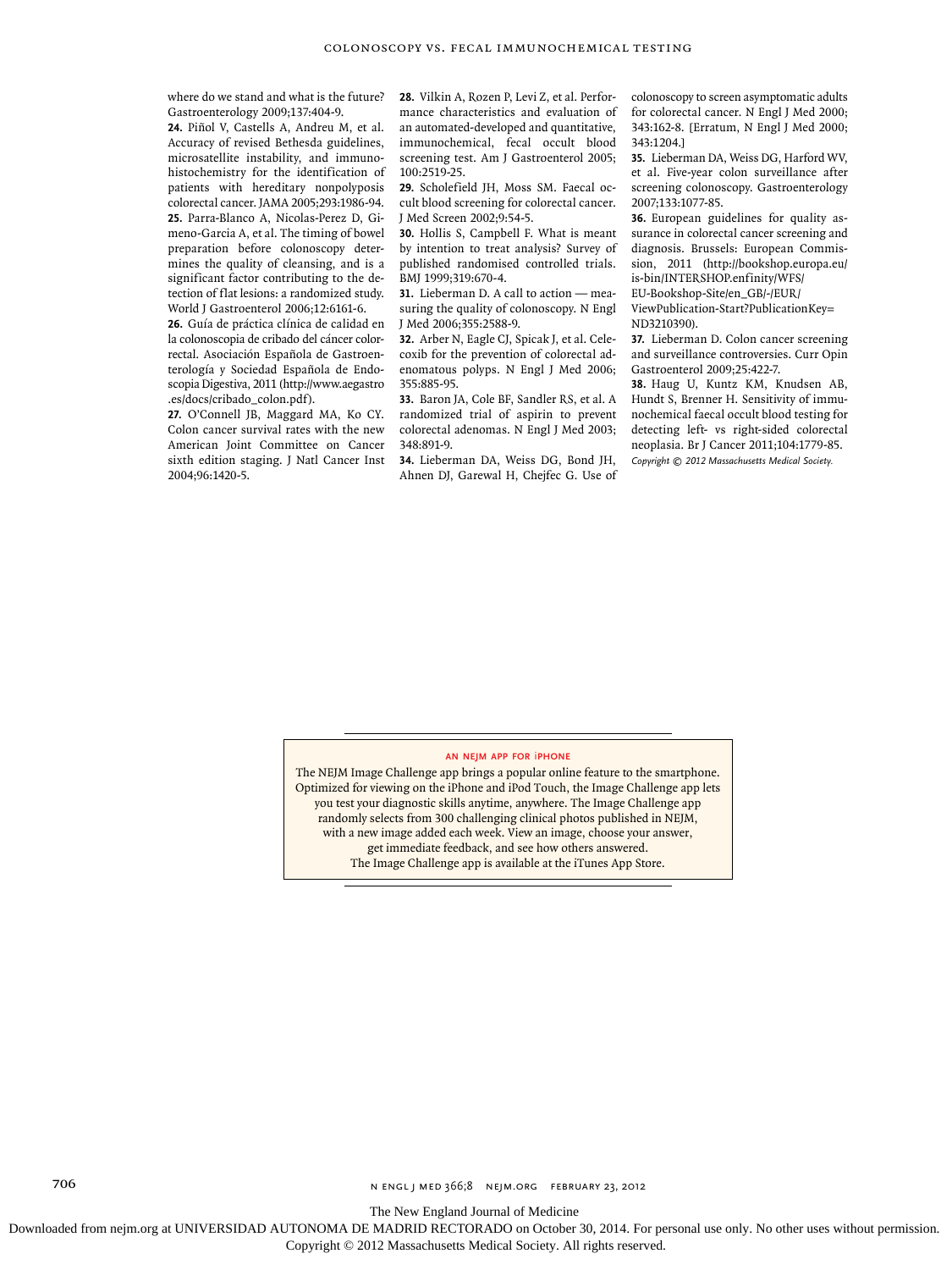where do we stand and what is the future? Gastroenterology 2009;137:404-9.

**24.** Piñol V, Castells A, Andreu M, et al. Accuracy of revised Bethesda guidelines, microsatellite instability, and immunohistochemistry for the identification of patients with hereditary nonpolyposis colorectal cancer. JAMA 2005;293:1986-94.

**25.** Parra-Blanco A, Nicolas-Perez D, Gimeno-Garcia A, et al. The timing of bowel preparation before colonoscopy determines the quality of cleansing, and is a significant factor contributing to the detection of flat lesions: a randomized study. World J Gastroenterol 2006;12:6161-6.

**26.** Guía de práctica clínica de calidad en la colonoscopia de cribado del cáncer colorrectal. Asociación Española de Gastroenterología y Sociedad Española de Endoscopia Digestiva, 2011 (http://www.aegastro.es/docs/cribado_colon.pdf).

**27.** O'Connell JB, Maggard MA, Ko CY. Colon cancer survival rates with the new American Joint Committee on Cancer sixth edition staging. J Natl Cancer Inst 2004;96:1420-5.

**28.** Vilkin A, Rozen P, Levi Z, et al. Performance characteristics and evaluation of an automated-developed and quantitative, immunochemical, fecal occult blood screening test. Am J Gastroenterol 2005;100:2519-25.

**29.** Scholefield JH, Moss SM. Faecal occult blood screening for colorectal cancer. J Med Screen 2002;9:54-5.

**30.** Hollis S, Campbell F. What is meant by intention to treat analysis? Survey of published randomised controlled trials. BMJ 1999;319:670-4.

**31.** Lieberman D. A call to action — measuring the quality of colonoscopy. N Engl J Med 2006;355:2588-9.

**32.** Arber N, Eagle CJ, Spicak J, et al. Celecoxib for the prevention of colorectal adenomatous polyps. N Engl J Med 2006;355:885-95.

**33.** Baron JA, Cole BF, Sandler RS, et al. A randomized trial of aspirin to prevent colorectal adenomas. N Engl J Med 2003;348:891-9.

**34.** Lieberman DA, Weiss DG, Bond JH, Ahnen DJ, Garewal H, Chejfec G. Use of colonoscopy to screen asymptomatic adults for colorectal cancer. N Engl J Med 2000;343:162-8. [Erratum, N Engl J Med 2000;343:1204.]

**35.** Lieberman DA, Weiss DG, Harford WV, et al. Five-year colon surveillance after screening colonoscopy. Gastroenterology 2007;133:1077-85.

**36.** European guidelines for quality assurance in colorectal cancer screening and diagnosis. Brussels: European Commission, 2011 (http://bookshop.europa.eu/is-bin/INTERSHOP.enfinity/WFS/EU-Bookshop-Site/en_GB/-/EUR/ViewPublication-Start?PublicationKey=ND3210390).

**37.** Lieberman D. Colon cancer screening and surveillance controversies. Curr Opin Gastroenterol 2009;25:422-7.

**38.** Haug U, Kuntz KM, Knudsen AB, Hundt S, Brenner H. Sensitivity of immunochemical faecal occult blood testing for detecting left- vs right-sided colorectal neoplasia. Br J Cancer 2011;104:1779-85.

*Copyright © 2012 Massachusetts Medical Society.*

---

**AN NEJM APP FOR iPHONE**

The NEJM Image Challenge app brings a popular online feature to the smartphone. Optimized for viewing on the iPhone and iPod Touch, the Image Challenge app lets you test your diagnostic skills anytime, anywhere. The Image Challenge app randomly selects from 300 challenging clinical photos published in NEJM, with a new image added each week. View an image, choose your answer, get immediate feedback, and see how others answered. The Image Challenge app is available at the iTunes App Store.

---

The New England Journal of Medicine
Downloaded from nejm.org at UNIVERSIDAD AUTONOMA DE MADRID RECTORADO on October 30, 2014. For personal use only. No other uses without permission.
Copyright © 2012 Massachusetts Medical Society. All rights reserved.